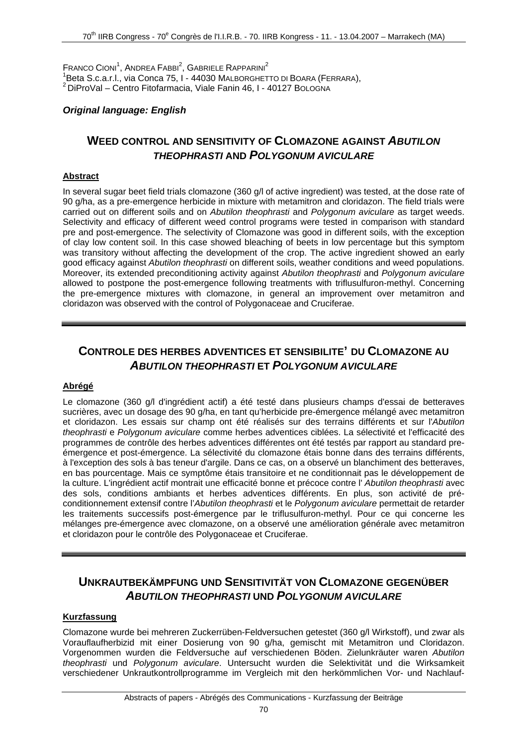Franco Cioni[1], Andrea Fabbi[2], Gabriele Rapparini[2]

[1]Beta S.c.a.r.l., via Conca 75, I - 44030 Malborghetto di Boara (Ferrara),

[2] DiProVal – Centro Fitofarmacia, Viale Fanin 46, I - 40127 Bologna

***Original language: English***

## Weed control and sensitivity of Clomazone against *Abutilon theophrasti* and *Polygonum aviculare*

**Abstract**

In several sugar beet field trials clomazone (360 g/l of active ingredient) was tested, at the dose rate of 90 g/ha, as a pre-emergence herbicide in mixture with metamitron and cloridazon. The field trials were carried out on different soils and on *Abutilon theophrasti* and *Polygonum aviculare* as target weeds. Selectivity and efficacy of different weed control programs were tested in comparison with standard pre and post-emergence. The selectivity of Clomazone was good in different soils, with the exception of clay low content soil. In this case showed bleaching of beets in low percentage but this symptom was transitory without affecting the development of the crop. The active ingredient showed an early good efficacy against *Abutilon theophrasti* on different soils, weather conditions and weed populations. Moreover, its extended preconditioning activity against *Abutilon theophrasti* and *Polygonum aviculare* allowed to postpone the post-emergence following treatments with triflusulfuron-methyl. Concerning the pre-emergence mixtures with clomazone, in general an improvement over metamitron and cloridazon was observed with the control of Polygonaceae and Cruciferae.

---

## Controle des herbes adventices et sensibilite' du Clomazone au *Abutilon theophrasti* et *Polygonum aviculare*

**Abrégé**

Le clomazone (360 g/l d'ingrédient actif) a été testé dans plusieurs champs d'essai de betteraves sucrières, avec un dosage des 90 g/ha, en tant qu'herbicide pre-émergence mélangé avec metamitron et cloridazon. Les essais sur champ ont été réalisés sur des terrains différents et sur l'*Abutilon theophrasti* e *Polygonum aviculare* comme herbes adventices ciblées. La sélectivité et l'efficacité des programmes de contrôle des herbes adventices différentes ont été testés par rapport au standard pre-émergence et post-émergence. La sélectivité du clomazone étais bonne dans des terrains différents, à l'exception des sols à bas teneur d'argile. Dans ce cas, on a observé un blanchiment des betteraves, en bas pourcentage. Mais ce symptôme étais transitoire et ne conditionnait pas le développement de la culture. L'ingrédient actif montrait une efficacité bonne et précoce contre l' *Abutilon theophrasti* avec des sols, conditions ambiants et herbes adventices différents. En plus, son activité de pré-conditionnement extensif contre l'*Abutilon theophrasti* et le *Polygonum aviculare* permettait de retarder les traitements successifs post-émergence par le triflusulfuron-methyl. Pour ce qui concerne les mélanges pre-émergence avec clomazone, on a observé une amélioration générale avec metamitron et cloridazon pour le contrôle des Polygonaceae et Cruciferae.

---

## Unkrautbekämpfung und Sensitivität von Clomazone gegenüber *Abutilon theophrasti* und *Polygonum aviculare*

**Kurzfassung**

Clomazone wurde bei mehreren Zuckerrüben-Feldversuchen getestet (360 g/l Wirkstoff), und zwar als Vorauflaufherbizid mit einer Dosierung von 90 g/ha, gemischt mit Metamitron und Cloridazon. Vorgenommen wurden die Feldversuche auf verschiedenen Böden. Zielunkräuter waren *Abutilon theophrasti* und *Polygonum aviculare*. Untersucht wurden die Selektivität und die Wirksamkeit verschiedener Unkrautkontrollprogramme im Vergleich mit den herkömmlichen Vor- und Nachlauf-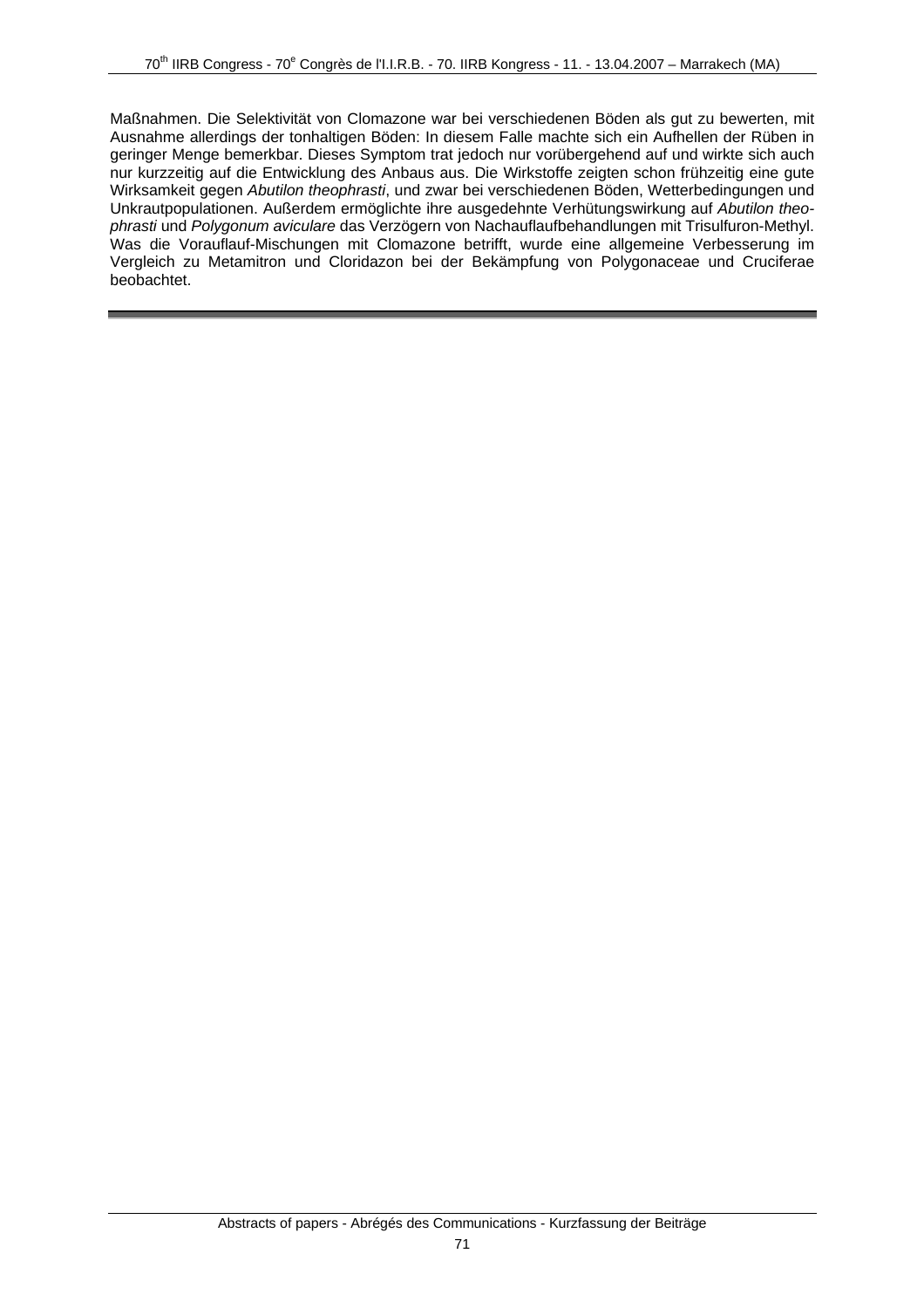Maßnahmen. Die Selektivität von Clomazone war bei verschiedenen Böden als gut zu bewerten, mit Ausnahme allerdings der tonhaltigen Böden: In diesem Falle machte sich ein Aufhellen der Rüben in geringer Menge bemerkbar. Dieses Symptom trat jedoch nur vorübergehend auf und wirkte sich auch nur kurzzeitig auf die Entwicklung des Anbaus aus. Die Wirkstoffe zeigten schon frühzeitig eine gute Wirksamkeit gegen *Abutilon theophrasti*, und zwar bei verschiedenen Böden, Wetterbedingungen und Unkrautpopulationen. Außerdem ermöglichte ihre ausgedehnte Verhütungswirkung auf *Abutilon theophrasti* und *Polygonum aviculare* das Verzögern von Nachauflaufbehandlungen mit Trisulfuron-Methyl. Was die Vorauflauf-Mischungen mit Clomazone betrifft, wurde eine allgemeine Verbesserung im Vergleich zu Metamitron und Cloridazon bei der Bekämpfung von Polygonaceae und Cruciferae beobachtet.